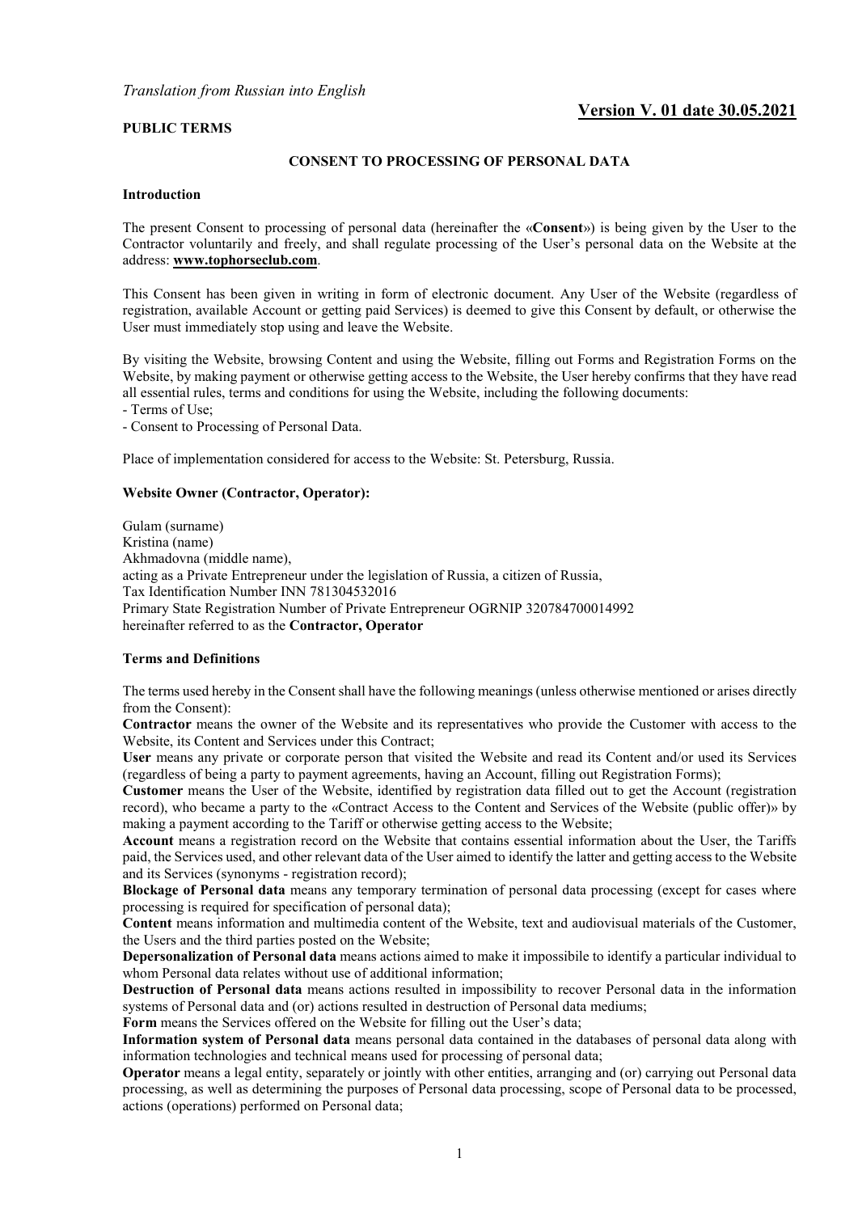*Translation from Russian into English*

**Version V. 01 date 30.05.2021**

**PUBLIC TERMS**

## CONSENT TO PROCESSING OF PERSONAL DATA

### Introduction

The present Consent to processing of personal data (hereinafter the «**Consent**») is being given by the User to the Contractor voluntarily and freely, and shall regulate processing of the User's personal data on the Website at the address: **www.tophorseclub.com**.

This Consent has been given in writing in form of electronic document. Any User of the Website (regardless of registration, available Account or getting paid Services) is deemed to give this Consent by default, or otherwise the User must immediately stop using and leave the Website.

By visiting the Website, browsing Content and using the Website, filling out Forms and Registration Forms on the Website, by making payment or otherwise getting access to the Website, the User hereby confirms that they have read all essential rules, terms and conditions for using the Website, including the following documents:
- Terms of Use;
- Consent to Processing of Personal Data.

Place of implementation considered for access to the Website: St. Petersburg, Russia.

### Website Owner (Contractor, Operator):

Gulam (surname)
Kristina (name)
Akhmadovna (middle name),
acting as a Private Entrepreneur under the legislation of Russia, a citizen of Russia,
Tax Identification Number INN 781304532016
Primary State Registration Number of Private Entrepreneur OGRNIP 320784700014992
hereinafter referred to as the **Contractor, Operator**

### Terms and Definitions

The terms used hereby in the Consent shall have the following meanings (unless otherwise mentioned or arises directly from the Consent):

**Contractor** means the owner of the Website and its representatives who provide the Customer with access to the Website, its Content and Services under this Contract;

**User** means any private or corporate person that visited the Website and read its Content and/or used its Services (regardless of being a party to payment agreements, having an Account, filling out Registration Forms);

**Customer** means the User of the Website, identified by registration data filled out to get the Account (registration record), who became a party to the «Contract Access to the Content and Services of the Website (public offer)» by making a payment according to the Tariff or otherwise getting access to the Website;

**Account** means a registration record on the Website that contains essential information about the User, the Tariffs paid, the Services used, and other relevant data of the User aimed to identify the latter and getting access to the Website and its Services (synonyms - registration record);

**Blockage of Personal data** means any temporary termination of personal data processing (except for cases where processing is required for specification of personal data);

**Content** means information and multimedia content of the Website, text and audiovisual materials of the Customer, the Users and the third parties posted on the Website;

**Depersonalization of Personal data** means actions aimed to make it impossibile to identify a particular individual to whom Personal data relates without use of additional information;

**Destruction of Personal data** means actions resulted in impossibility to recover Personal data in the information systems of Personal data and (or) actions resulted in destruction of Personal data mediums;

**Form** means the Services offered on the Website for filling out the User's data;

**Information system of Personal data** means personal data contained in the databases of personal data along with information technologies and technical means used for processing of personal data;

**Operator** means a legal entity, separately or jointly with other entities, arranging and (or) carrying out Personal data processing, as well as determining the purposes of Personal data processing, scope of Personal data to be processed, actions (operations) performed on Personal data;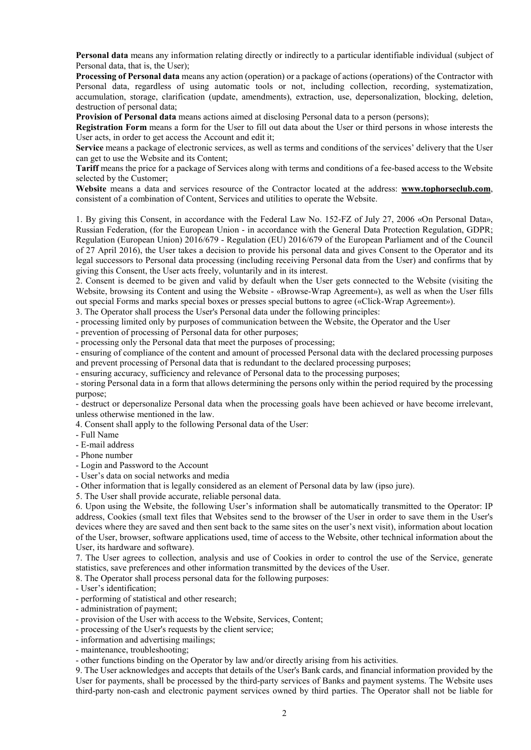**Personal data** means any information relating directly or indirectly to a particular identifiable individual (subject of Personal data, that is, the User);

**Processing of Personal data** means any action (operation) or a package of actions (operations) of the Contractor with Personal data, regardless of using automatic tools or not, including collection, recording, systematization, accumulation, storage, clarification (update, amendments), extraction, use, depersonalization, blocking, deletion, destruction of personal data;

**Provision of Personal data** means actions aimed at disclosing Personal data to a person (persons);

**Registration Form** means a form for the User to fill out data about the User or third persons in whose interests the User acts, in order to get access the Account and edit it;

**Service** means a package of electronic services, as well as terms and conditions of the services' delivery that the User can get to use the Website and its Content;

**Tariff** means the price for a package of Services along with terms and conditions of a fee-based access to the Website selected by the Customer;

**Website** means a data and services resource of the Contractor located at the address: **www.tophorseclub.com**, consistent of a combination of Content, Services and utilities to operate the Website.

1. By giving this Consent, in accordance with the Federal Law No. 152-FZ of July 27, 2006 «On Personal Data», Russian Federation, (for the European Union - in accordance with the General Data Protection Regulation, GDPR; Regulation (European Union) 2016/679 - Regulation (EU) 2016/679 of the European Parliament and of the Council of 27 April 2016), the User takes a decision to provide his personal data and gives Consent to the Operator and its legal successors to Personal data processing (including receiving Personal data from the User) and confirms that by giving this Consent, the User acts freely, voluntarily and in its interest.

2. Consent is deemed to be given and valid by default when the User gets connected to the Website (visiting the Website, browsing its Content and using the Website - «Browse-Wrap Agreement»), as well as when the User fills out special Forms and marks special boxes or presses special buttons to agree («Click-Wrap Agreement»).

3. The Operator shall process the User's Personal data under the following principles:

- processing limited only by purposes of communication between the Website, the Operator and the User
- prevention of processing of Personal data for other purposes;
- processing only the Personal data that meet the purposes of processing;
- ensuring of compliance of the content and amount of processed Personal data with the declared processing purposes and prevent processing of Personal data that is redundant to the declared processing purposes;
- ensuring accuracy, sufficiency and relevance of Personal data to the processing purposes;
- storing Personal data in a form that allows determining the persons only within the period required by the processing purpose;
- destruct or depersonalize Personal data when the processing goals have been achieved or have become irrelevant, unless otherwise mentioned in the law.

4. Consent shall apply to the following Personal data of the User:

- Full Name
- E-mail address
- Phone number
- Login and Password to the Account
- User's data on social networks and media
- Other information that is legally considered as an element of Personal data by law (ipso jure).

5. The User shall provide accurate, reliable personal data.

6. Upon using the Website, the following User's information shall be automatically transmitted to the Operator: IP address, Cookies (small text files that Websites send to the browser of the User in order to save them in the User's devices where they are saved and then sent back to the same sites on the user's next visit), information about location of the User, browser, software applications used, time of access to the Website, other technical information about the User, its hardware and software).

7. The User agrees to collection, analysis and use of Cookies in order to control the use of the Service, generate statistics, save preferences and other information transmitted by the devices of the User.

8. The Operator shall process personal data for the following purposes:

- User's identification;
- performing of statistical and other research;
- administration of payment;
- provision of the User with access to the Website, Services, Content;
- processing of the User's requests by the client service;
- information and advertising mailings;
- maintenance, troubleshooting;
- other functions binding on the Operator by law and/or directly arising from his activities.

9. The User acknowledges and accepts that details of the User's Bank cards, and financial information provided by the User for payments, shall be processed by the third-party services of Banks and payment systems. The Website uses third-party non-cash and electronic payment services owned by third parties. The Operator shall not be liable for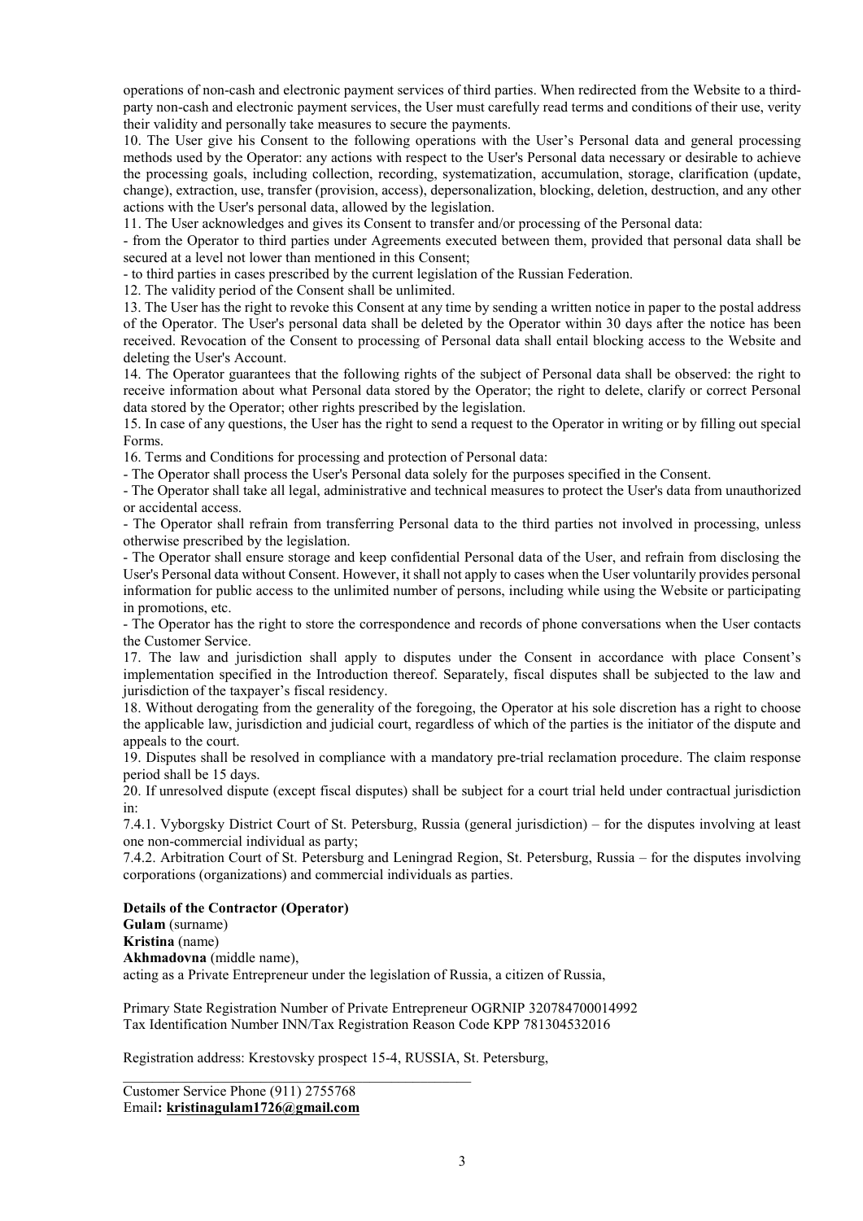operations of non-cash and electronic payment services of third parties. When redirected from the Website to a third-party non-cash and electronic payment services, the User must carefully read terms and conditions of their use, verity their validity and personally take measures to secure the payments.

10. The User give his Consent to the following operations with the User's Personal data and general processing methods used by the Operator: any actions with respect to the User's Personal data necessary or desirable to achieve the processing goals, including collection, recording, systematization, accumulation, storage, clarification (update, change), extraction, use, transfer (provision, access), depersonalization, blocking, deletion, destruction, and any other actions with the User's personal data, allowed by the legislation.

11. The User acknowledges and gives its Consent to transfer and/or processing of the Personal data:

- from the Operator to third parties under Agreements executed between them, provided that personal data shall be secured at a level not lower than mentioned in this Consent;
- to third parties in cases prescribed by the current legislation of the Russian Federation.

12. The validity period of the Consent shall be unlimited.

13. The User has the right to revoke this Consent at any time by sending a written notice in paper to the postal address of the Operator. The User's personal data shall be deleted by the Operator within 30 days after the notice has been received. Revocation of the Consent to processing of Personal data shall entail blocking access to the Website and deleting the User's Account.

14. The Operator guarantees that the following rights of the subject of Personal data shall be observed: the right to receive information about what Personal data stored by the Operator; the right to delete, clarify or correct Personal data stored by the Operator; other rights prescribed by the legislation.

15. In case of any questions, the User has the right to send a request to the Operator in writing or by filling out special Forms.

16. Terms and Conditions for processing and protection of Personal data:

- The Operator shall process the User's Personal data solely for the purposes specified in the Consent.
- The Operator shall take all legal, administrative and technical measures to protect the User's data from unauthorized or accidental access.
- The Operator shall refrain from transferring Personal data to the third parties not involved in processing, unless otherwise prescribed by the legislation.
- The Operator shall ensure storage and keep confidential Personal data of the User, and refrain from disclosing the User's Personal data without Consent. However, it shall not apply to cases when the User voluntarily provides personal information for public access to the unlimited number of persons, including while using the Website or participating in promotions, etc.
- The Operator has the right to store the correspondence and records of phone conversations when the User contacts the Customer Service.

17. The law and jurisdiction shall apply to disputes under the Consent in accordance with place Consent's implementation specified in the Introduction thereof. Separately, fiscal disputes shall be subjected to the law and jurisdiction of the taxpayer's fiscal residency.

18. Without derogating from the generality of the foregoing, the Operator at his sole discretion has a right to choose the applicable law, jurisdiction and judicial court, regardless of which of the parties is the initiator of the dispute and appeals to the court.

19. Disputes shall be resolved in compliance with a mandatory pre-trial reclamation procedure. The claim response period shall be 15 days.

20. If unresolved dispute (except fiscal disputes) shall be subject for a court trial held under contractual jurisdiction in:

7.4.1. Vyborgsky District Court of St. Petersburg, Russia (general jurisdiction) – for the disputes involving at least one non-commercial individual as party;

7.4.2. Arbitration Court of St. Petersburg and Leningrad Region, St. Petersburg, Russia – for the disputes involving corporations (organizations) and commercial individuals as parties.

**Details of the Contractor (Operator)**

**Gulam** (surname)
**Kristina** (name)
**Akhmadovna** (middle name),
acting as a Private Entrepreneur under the legislation of Russia, a citizen of Russia,

Primary State Registration Number of Private Entrepreneur OGRNIP 320784700014992
Tax Identification Number INN/Tax Registration Reason Code KPP 781304532016

Registration address: Krestovsky prospect 15-4, RUSSIA, St. Petersburg,

Customer Service Phone (911) 2755768
Email**: kristinagulam1726@gmail.com**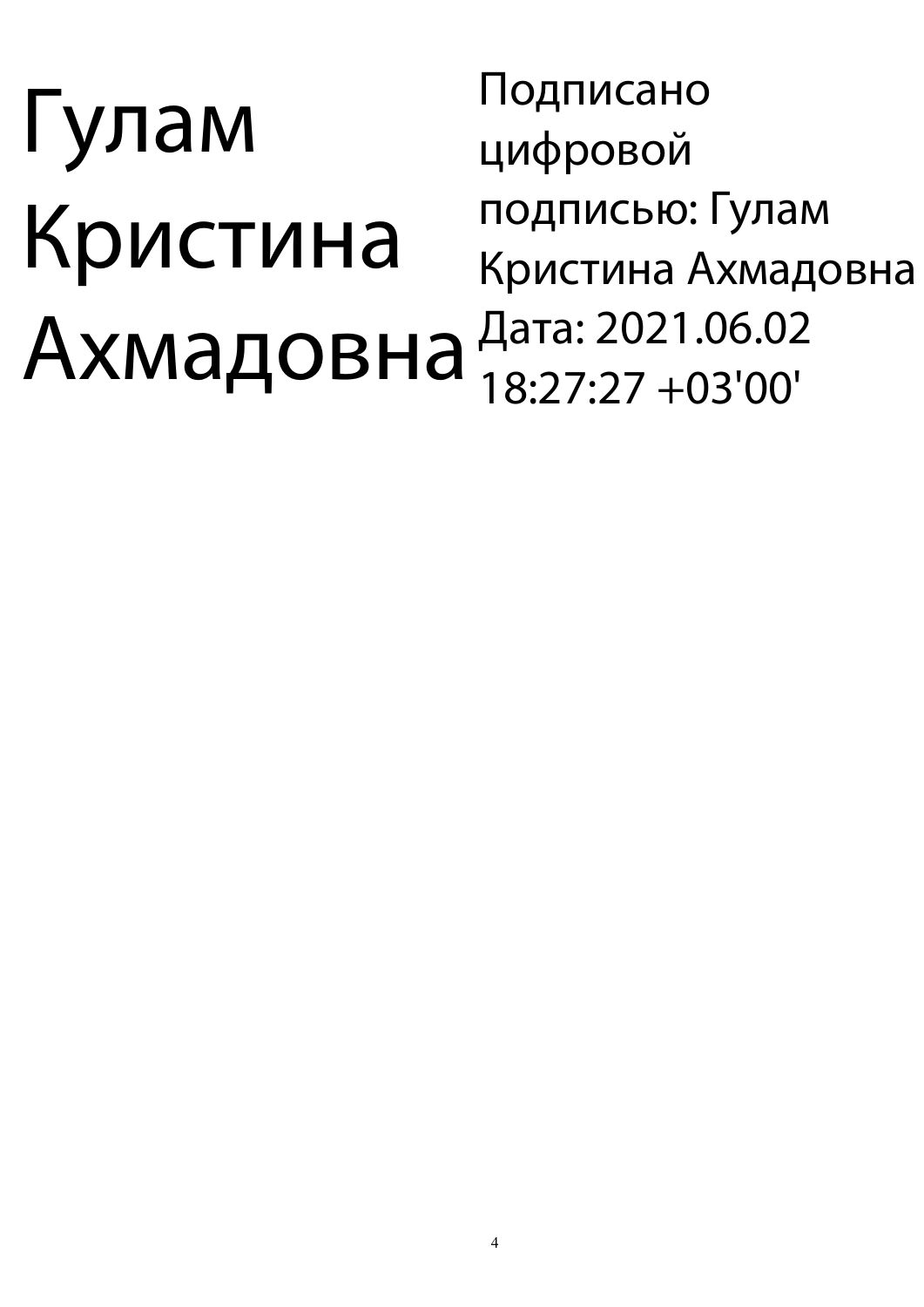Гулам Кристина Ахмадовна

Подписано цифровой подписью: Гулам Кристина Ахмадовна
Дата: 2021.06.02 18:27:27 +03'00'